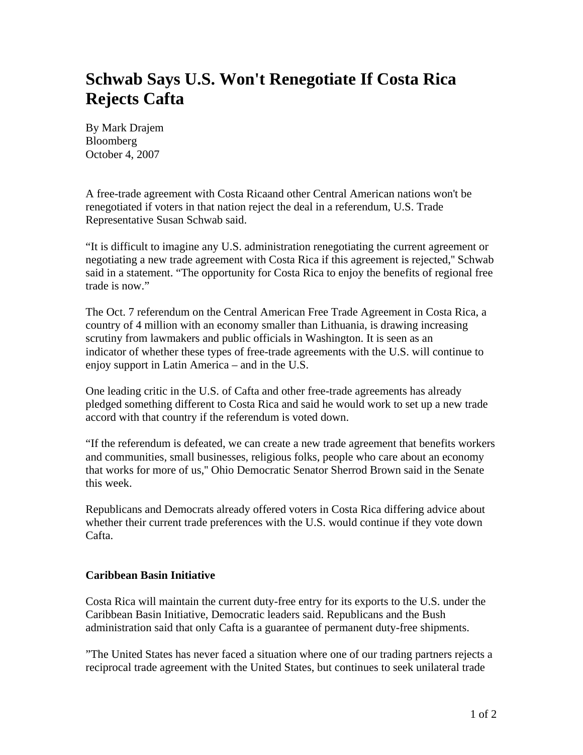# Schwab Says U.S. Won't Renegotiate If Costa Rica Rejects Cafta

By Mark Drajem
Bloomberg
October 4, 2007

A free-trade agreement with Costa Ricaand other Central American nations won't be renegotiated if voters in that nation reject the deal in a referendum, U.S. Trade Representative Susan Schwab said.

"It is difficult to imagine any U.S. administration renegotiating the current agreement or negotiating a new trade agreement with Costa Rica if this agreement is rejected," Schwab said in a statement. "The opportunity for Costa Rica to enjoy the benefits of regional free trade is now."

The Oct. 7 referendum on the Central American Free Trade Agreement in Costa Rica, a country of 4 million with an economy smaller than Lithuania, is drawing increasing scrutiny from lawmakers and public officials in Washington. It is seen as an indicator of whether these types of free-trade agreements with the U.S. will continue to enjoy support in Latin America – and in the U.S.

One leading critic in the U.S. of Cafta and other free-trade agreements has already pledged something different to Costa Rica and said he would work to set up a new trade accord with that country if the referendum is voted down.

"If the referendum is defeated, we can create a new trade agreement that benefits workers and communities, small businesses, religious folks, people who care about an economy that works for more of us," Ohio Democratic Senator Sherrod Brown said in the Senate this week.

Republicans and Democrats already offered voters in Costa Rica differing advice about whether their current trade preferences with the U.S. would continue if they vote down Cafta.

### Caribbean Basin Initiative

Costa Rica will maintain the current duty-free entry for its exports to the U.S. under the Caribbean Basin Initiative, Democratic leaders said. Republicans and the Bush administration said that only Cafta is a guarantee of permanent duty-free shipments.

"The United States has never faced a situation where one of our trading partners rejects a reciprocal trade agreement with the United States, but continues to seek unilateral trade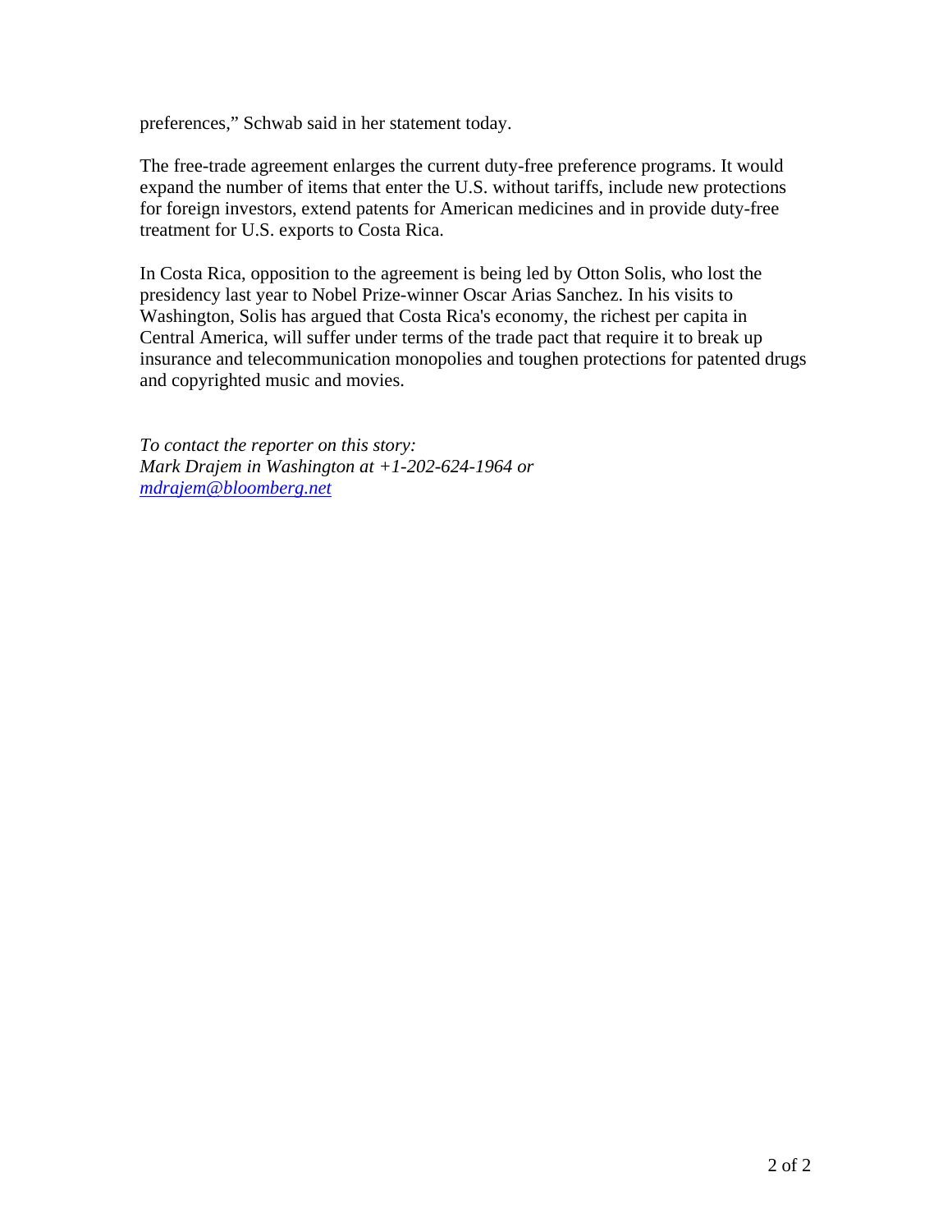preferences," Schwab said in her statement today.

The free-trade agreement enlarges the current duty-free preference programs. It would expand the number of items that enter the U.S. without tariffs, include new protections for foreign investors, extend patents for American medicines and in provide duty-free treatment for U.S. exports to Costa Rica.

In Costa Rica, opposition to the agreement is being led by Otton Solis, who lost the presidency last year to Nobel Prize-winner Oscar Arias Sanchez. In his visits to Washington, Solis has argued that Costa Rica's economy, the richest per capita in Central America, will suffer under terms of the trade pact that require it to break up insurance and telecommunication monopolies and toughen protections for patented drugs and copyrighted music and movies.

*To contact the reporter on this story:*
*Mark Drajem in Washington at +1-202-624-1964 or*
*mdrajem@bloomberg.net*